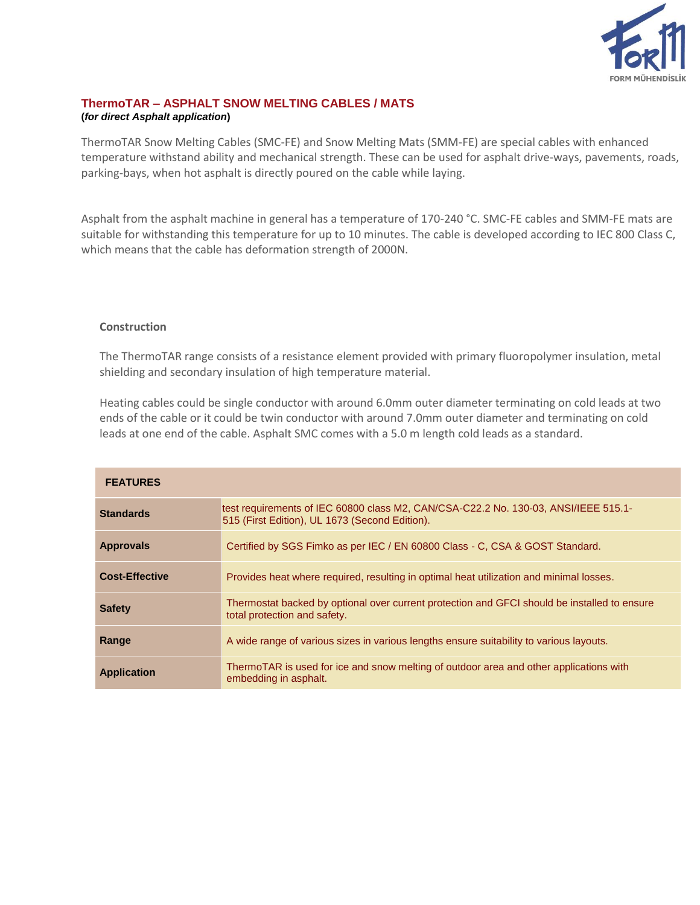## ThermoTAR – ASPHALT SNOW MELTING CABLES / MATS

**(*for direct Asphalt application*)**

ThermoTAR Snow Melting Cables (SMC-FE) and Snow Melting Mats (SMM-FE) are special cables with enhanced temperature withstand ability and mechanical strength. These can be used for asphalt drive-ways, pavements, roads, parking-bays, when hot asphalt is directly poured on the cable while laying.

Asphalt from the asphalt machine in general has a temperature of 170-240 °C. SMC-FE cables and SMM-FE mats are suitable for withstanding this temperature for up to 10 minutes. The cable is developed according to IEC 800 Class C, which means that the cable has deformation strength of 2000N.

### Construction

The ThermoTAR range consists of a resistance element provided with primary fluoropolymer insulation, metal shielding and secondary insulation of high temperature material.

Heating cables could be single conductor with around 6.0mm outer diameter terminating on cold leads at two ends of the cable or it could be twin conductor with around 7.0mm outer diameter and terminating on cold leads at one end of the cable. Asphalt SMC comes with a 5.0 m length cold leads as a standard.

| FEATURES | |
|---|---|
| **Standards** | test requirements of IEC 60800 class M2, CAN/CSA-C22.2 No. 130-03, ANSI/IEEE 515.1-515 (First Edition), UL 1673 (Second Edition). |
| **Approvals** | Certified by SGS Fimko as per IEC / EN 60800 Class - C, CSA & GOST Standard. |
| **Cost-Effective** | Provides heat where required, resulting in optimal heat utilization and minimal losses. |
| **Safety** | Thermostat backed by optional over current protection and GFCI should be installed to ensure total protection and safety. |
| **Range** | A wide range of various sizes in various lengths ensure suitability to various layouts. |
| **Application** | ThermoTAR is used for ice and snow melting of outdoor area and other applications with embedding in asphalt. |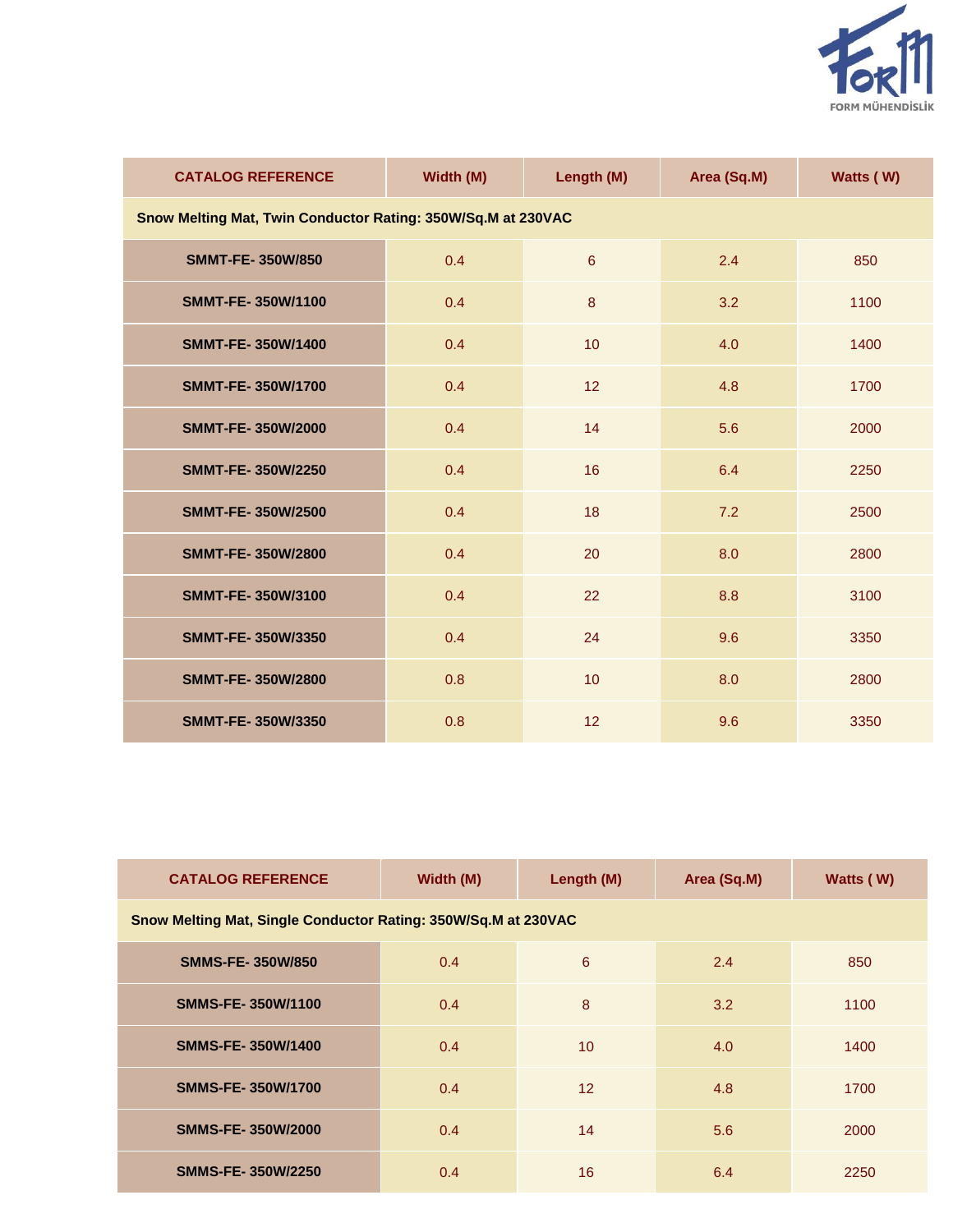| CATALOG REFERENCE | Width (M) | Length (M) | Area (Sq.M) | Watts ( W) |
|---|---|---|---|---|
| **Snow Melting Mat, Twin Conductor Rating: 350W/Sq.M at 230VAC** | | | | |
| **SMMT-FE- 350W/850** | 0.4 | 6 | 2.4 | 850 |
| **SMMT-FE- 350W/1100** | 0.4 | 8 | 3.2 | 1100 |
| **SMMT-FE- 350W/1400** | 0.4 | 10 | 4.0 | 1400 |
| **SMMT-FE- 350W/1700** | 0.4 | 12 | 4.8 | 1700 |
| **SMMT-FE- 350W/2000** | 0.4 | 14 | 5.6 | 2000 |
| **SMMT-FE- 350W/2250** | 0.4 | 16 | 6.4 | 2250 |
| **SMMT-FE- 350W/2500** | 0.4 | 18 | 7.2 | 2500 |
| **SMMT-FE- 350W/2800** | 0.4 | 20 | 8.0 | 2800 |
| **SMMT-FE- 350W/3100** | 0.4 | 22 | 8.8 | 3100 |
| **SMMT-FE- 350W/3350** | 0.4 | 24 | 9.6 | 3350 |
| **SMMT-FE- 350W/2800** | 0.8 | 10 | 8.0 | 2800 |
| **SMMT-FE- 350W/3350** | 0.8 | 12 | 9.6 | 3350 |

| CATALOG REFERENCE | Width (M) | Length (M) | Area (Sq.M) | Watts ( W) |
|---|---|---|---|---|
| **Snow Melting Mat, Single Conductor Rating: 350W/Sq.M at 230VAC** | | | | |
| **SMMS-FE- 350W/850** | 0.4 | 6 | 2.4 | 850 |
| **SMMS-FE- 350W/1100** | 0.4 | 8 | 3.2 | 1100 |
| **SMMS-FE- 350W/1400** | 0.4 | 10 | 4.0 | 1400 |
| **SMMS-FE- 350W/1700** | 0.4 | 12 | 4.8 | 1700 |
| **SMMS-FE- 350W/2000** | 0.4 | 14 | 5.6 | 2000 |
| **SMMS-FE- 350W/2250** | 0.4 | 16 | 6.4 | 2250 |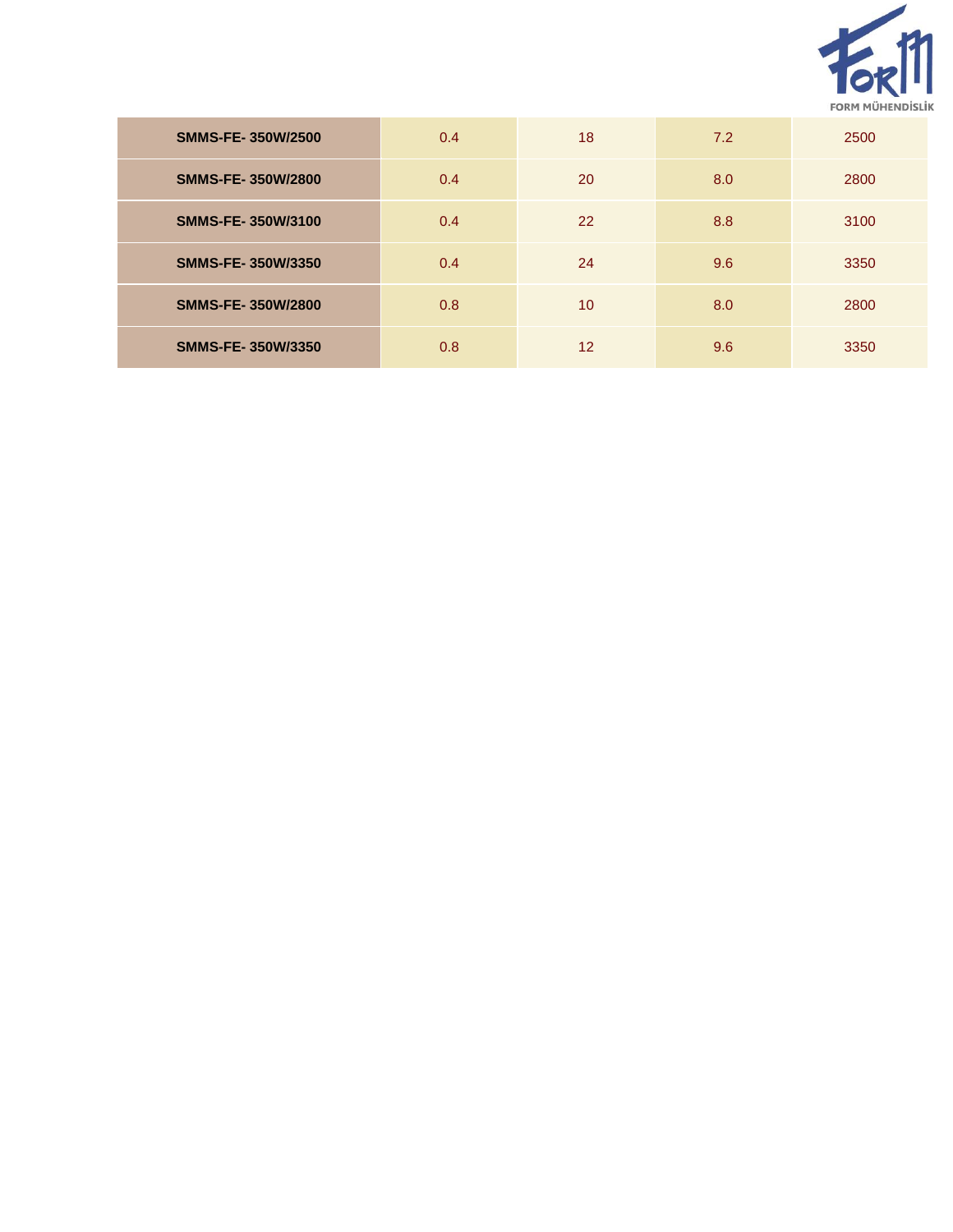| | | | | |
|---|---|---|---|---|
| **SMMS-FE- 350W/2500** | 0.4 | 18 | 7.2 | 2500 |
| **SMMS-FE- 350W/2800** | 0.4 | 20 | 8.0 | 2800 |
| **SMMS-FE- 350W/3100** | 0.4 | 22 | 8.8 | 3100 |
| **SMMS-FE- 350W/3350** | 0.4 | 24 | 9.6 | 3350 |
| **SMMS-FE- 350W/2800** | 0.8 | 10 | 8.0 | 2800 |
| **SMMS-FE- 350W/3350** | 0.8 | 12 | 9.6 | 3350 |